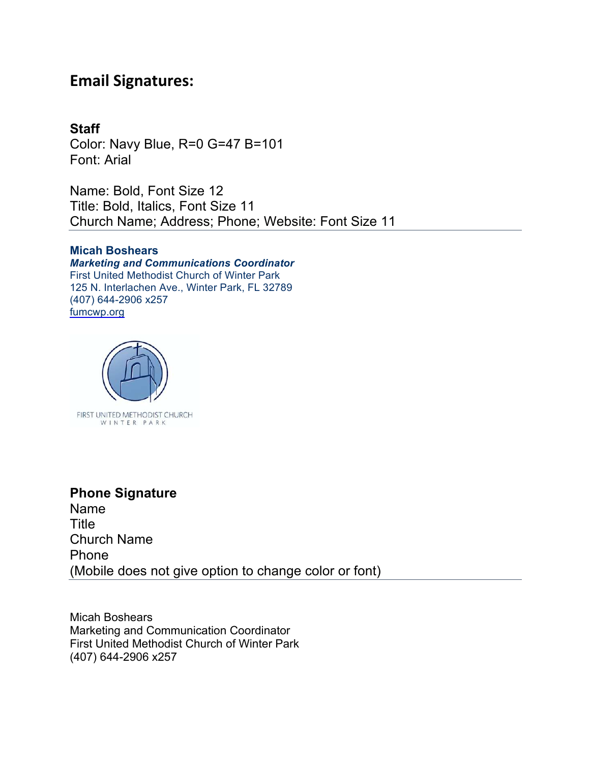## Email Signatures:

### Staff

Color: Navy Blue, R=0 G=47 B=101
Font: Arial

Name: Bold, Font Size 12
Title: Bold, Italics, Font Size 11
Church Name; Address; Phone; Website: Font Size 11

---

**Micah Boshears**
***Marketing and Communications Coordinator***
First United Methodist Church of Winter Park
125 N. Interlachen Ave., Winter Park, FL 32789
(407) 644-2906 x257
fumcwp.org

FIRST UNITED METHODIST CHURCH
WINTER PARK

### Phone Signature

Name
Title
Church Name
Phone
(Mobile does not give option to change color or font)

---

Micah Boshears
Marketing and Communication Coordinator
First United Methodist Church of Winter Park
(407) 644-2906 x257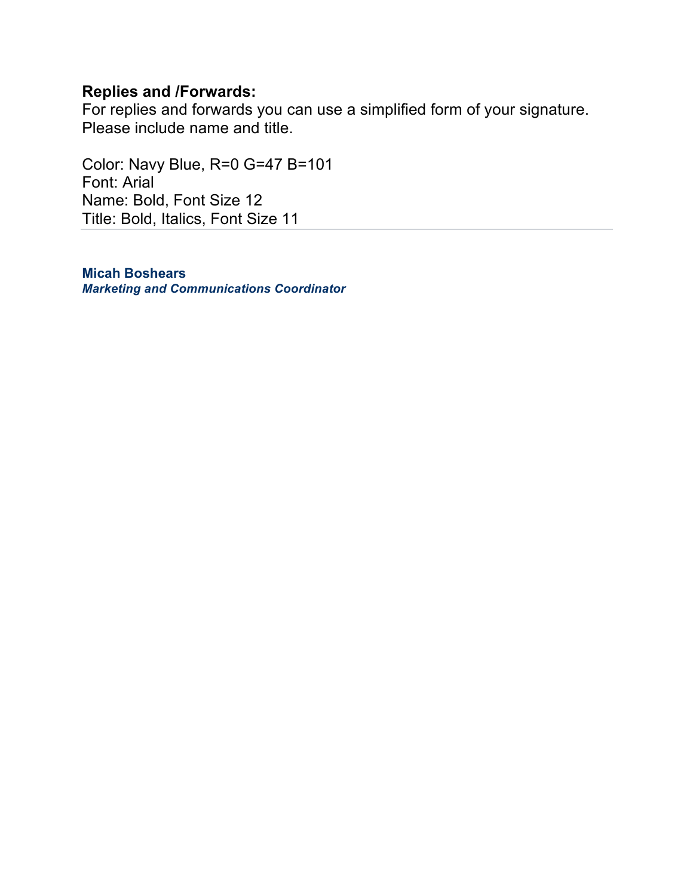**Replies and /Forwards:**
For replies and forwards you can use a simplified form of your signature.
Please include name and title.

Color: Navy Blue, R=0 G=47 B=101
Font: Arial
Name: Bold, Font Size 12
Title: Bold, Italics, Font Size 11

---

**Micah Boshears**
***Marketing and Communications Coordinator***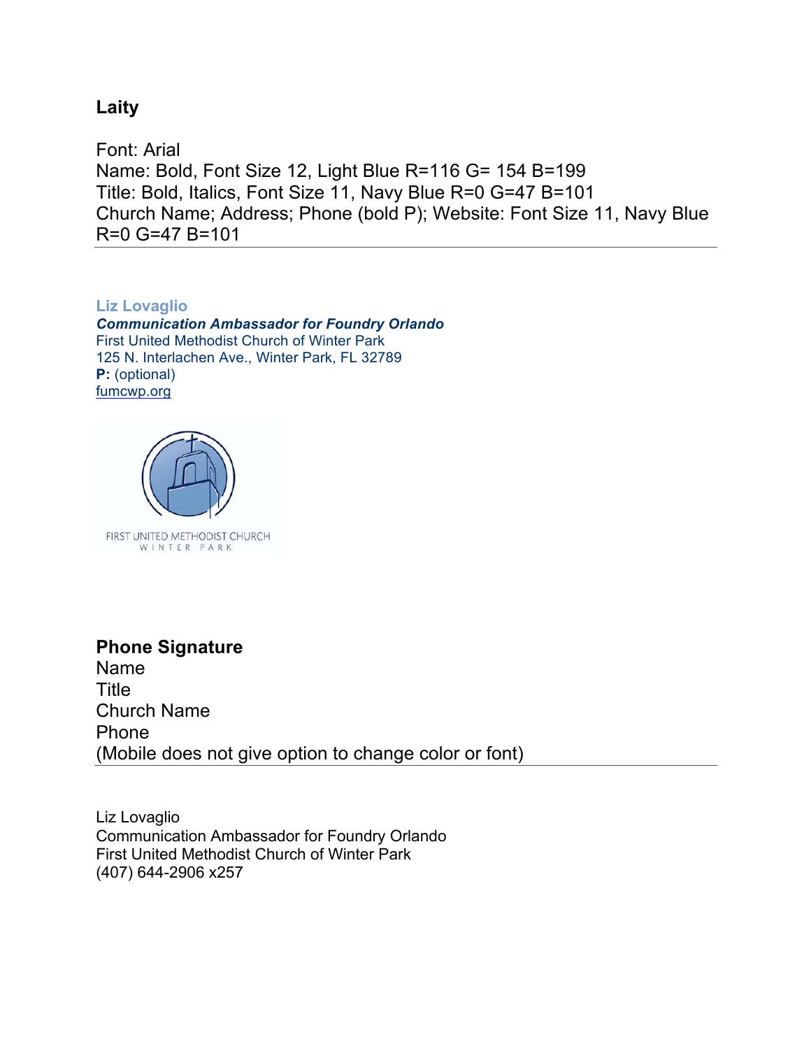## Laity

Font: Arial
Name: Bold, Font Size 12, Light Blue R=116 G= 154 B=199
Title: Bold, Italics, Font Size 11, Navy Blue R=0 G=47 B=101
Church Name; Address; Phone (bold P); Website: Font Size 11, Navy Blue R=0 G=47 B=101

---

**Liz Lovaglio**
***Communication Ambassador for Foundry Orlando***
First United Methodist Church of Winter Park
125 N. Interlachen Ave., Winter Park, FL 32789
**P:** (optional)
fumcwp.org

FIRST UNITED METHODIST CHURCH
WINTER PARK

## Phone Signature

Name
Title
Church Name
Phone
(Mobile does not give option to change color or font)

---

Liz Lovaglio
Communication Ambassador for Foundry Orlando
First United Methodist Church of Winter Park
(407) 644-2906 x257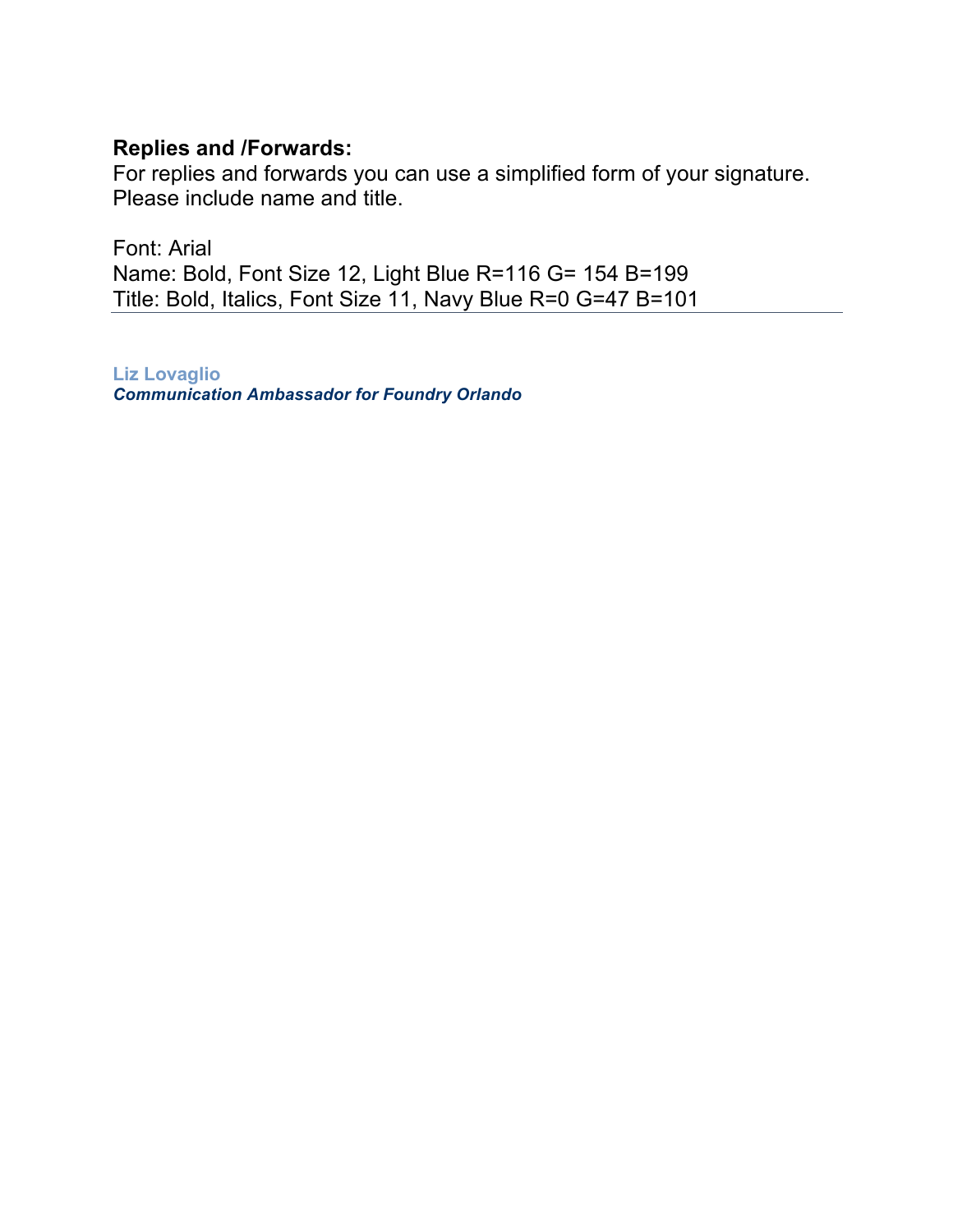**Replies and /Forwards:**
For replies and forwards you can use a simplified form of your signature.
Please include name and title.

Font: Arial
Name: Bold, Font Size 12, Light Blue R=116 G= 154 B=199
Title: Bold, Italics, Font Size 11, Navy Blue R=0 G=47 B=101

---

**Liz Lovaglio**
***Communication Ambassador for Foundry Orlando***